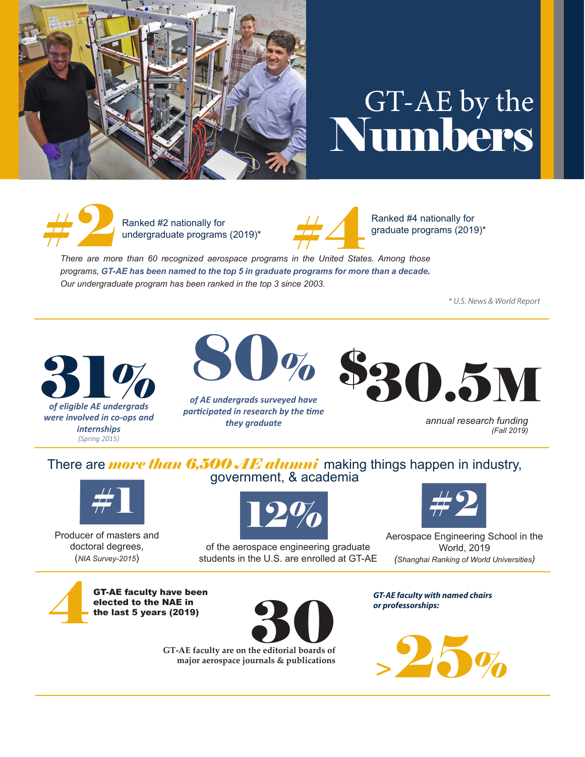# GT-AE by the Numbers

**#2** Ranked #2 nationally for undergraduate programs (2019)*

**#4** Ranked #4 nationally for graduate programs (2019)*

*There are more than 60 recognized aerospace programs in the United States. Among those programs, **GT-AE has been named to the top 5 in graduate programs for more than a decade.** Our undergraduate program has been ranked in the top 3 since 2003.*

*\* U.S. News & World Report*

---

**31%**
*of eligible AE undergrads were involved in co-ops and internships*
*(Spring 2015)*

**80%**
*of AE undergrads surveyed have participated in research by the time they graduate*

**$30.5M**
*annual research funding*
*(Fall 2019)*

---

There are ***more than 6,500 AE alumni*** making things happen in industry, government, & academia

**#1**
Producer of masters and doctoral degrees,
(*NIA Survey-2015*)

**12%**
of the aerospace engineering graduate students in the U.S. are enrolled at GT-AE

**#2**
Aerospace Engineering School in the World, 2019
(*Shanghai Ranking of World Universities*)

---

**4**
**GT-AE faculty have been elected to the NAE in the last 5 years (2019)**

**30**
**GT-AE faculty are on the editorial boards of major aerospace journals & publications**

***GT-AE faculty with named chairs or professorships:***

**>25%**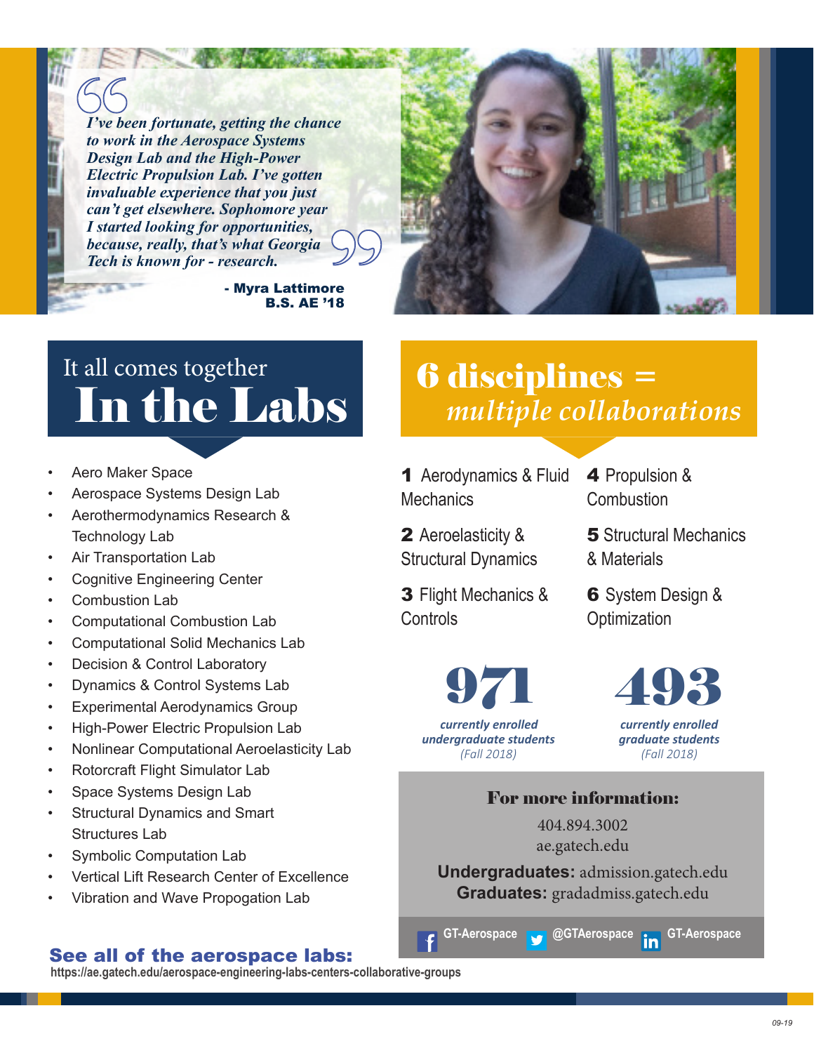> *I've been fortunate, getting the chance to work in the Aerospace Systems Design Lab and the High-Power Electric Propulsion Lab. I've gotten invaluable experience that you just can't get elsewhere. Sophomore year I started looking for opportunities, because, really, that's what Georgia Tech is known for - research.*
>
> **- Myra Lattimore**
> **B.S. AE '18**

## It all comes together **In the Labs**

- Aero Maker Space
- Aerospace Systems Design Lab
- Aerothermodynamics Research & Technology Lab
- Air Transportation Lab
- Cognitive Engineering Center
- Combustion Lab
- Computational Combustion Lab
- Computational Solid Mechanics Lab
- Decision & Control Laboratory
- Dynamics & Control Systems Lab
- Experimental Aerodynamics Group
- High-Power Electric Propulsion Lab
- Nonlinear Computational Aeroelasticity Lab
- Rotorcraft Flight Simulator Lab
- Space Systems Design Lab
- Structural Dynamics and Smart Structures Lab
- Symbolic Computation Lab
- Vertical Lift Research Center of Excellence
- Vibration and Wave Propogation Lab

### See all of the aerospace labs:

https://ae.gatech.edu/aerospace-engineering-labs-centers-collaborative-groups

## 6 disciplines = *multiple collaborations*

**1** Aerodynamics & Fluid Mechanics

**2** Aeroelasticity & Structural Dynamics

**3** Flight Mechanics & Controls

**4** Propulsion & Combustion

**5** Structural Mechanics & Materials

**6** System Design & Optimization

**971**
*currently enrolled undergraduate students*
*(Fall 2018)*

**493**
*currently enrolled graduate students*
*(Fall 2018)*

### For more information:

404.894.3002
ae.gatech.edu

**Undergraduates:** admission.gatech.edu
**Graduates:** gradadmiss.gatech.edu

GT-Aerospace | @GTAerospace | GT-Aerospace

09-19